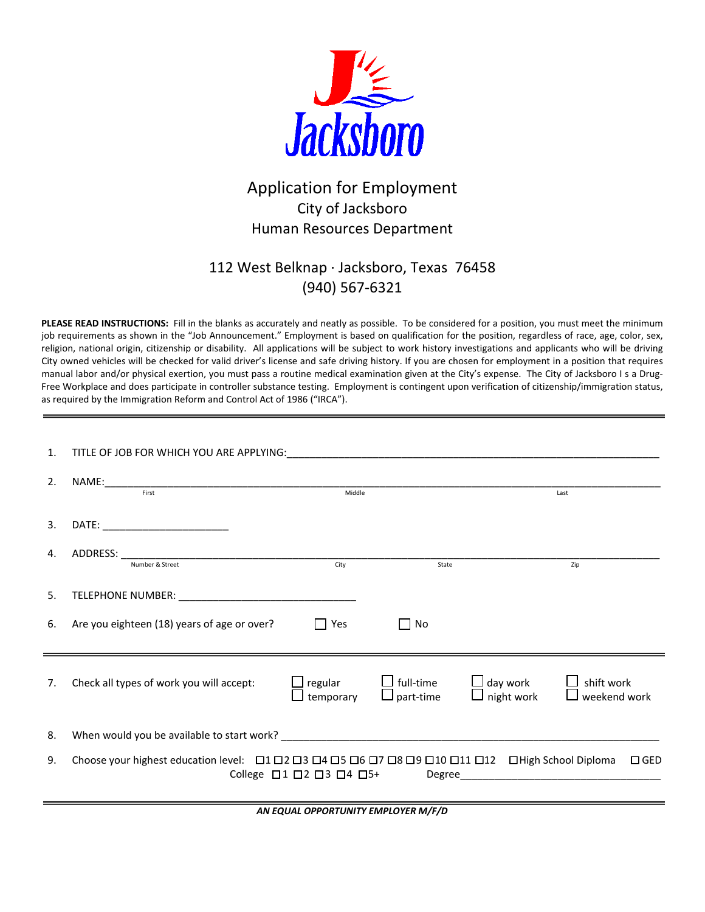Jacksboro

# Application for Employment

## City of Jacksboro
## Human Resources Department

112 West Belknap · Jacksboro, Texas 76458
(940) 567-6321

**PLEASE READ INSTRUCTIONS:** Fill in the blanks as accurately and neatly as possible. To be considered for a position, you must meet the minimum job requirements as shown in the "Job Announcement." Employment is based on qualification for the position, regardless of race, age, color, sex, religion, national origin, citizenship or disability. All applications will be subject to work history investigations and applicants who will be driving City owned vehicles will be checked for valid driver's license and safe driving history. If you are chosen for employment in a position that requires manual labor and/or physical exertion, you must pass a routine medical examination given at the City's expense. The City of Jacksboro I s a Drug-Free Workplace and does participate in controller substance testing. Employment is contingent upon verification of citizenship/immigration status, as required by the Immigration Reform and Control Act of 1986 ("IRCA").

---

1. TITLE OF JOB FOR WHICH YOU ARE APPLYING: ______________________________

2. NAME: ______________________________
   First Middle Last

3. DATE: ____________________

4. ADDRESS: ______________________________
   Number & Street City State Zip

5. TELEPHONE NUMBER: ____________________

6. Are you eighteen (18) years of age or over? ☐ Yes ☐ No

---

7. Check all types of work you will accept: ☐ regular ☐ temporary ☐ full-time ☐ part-time ☐ day work ☐ night work ☐ shift work ☐ weekend work

8. When would you be available to start work? ______________________________

9. Choose your highest education level: ☐1 ☐2 ☐3 ☐4 ☐5 ☐6 ☐7 ☐8 ☐9 ☐10 ☐11 ☐12 ☐High School Diploma ☐GED
   College ☐1 ☐2 ☐3 ☐4 ☐5+ Degree ____________________

---

***AN EQUAL OPPORTUNITY EMPLOYER M/F/D***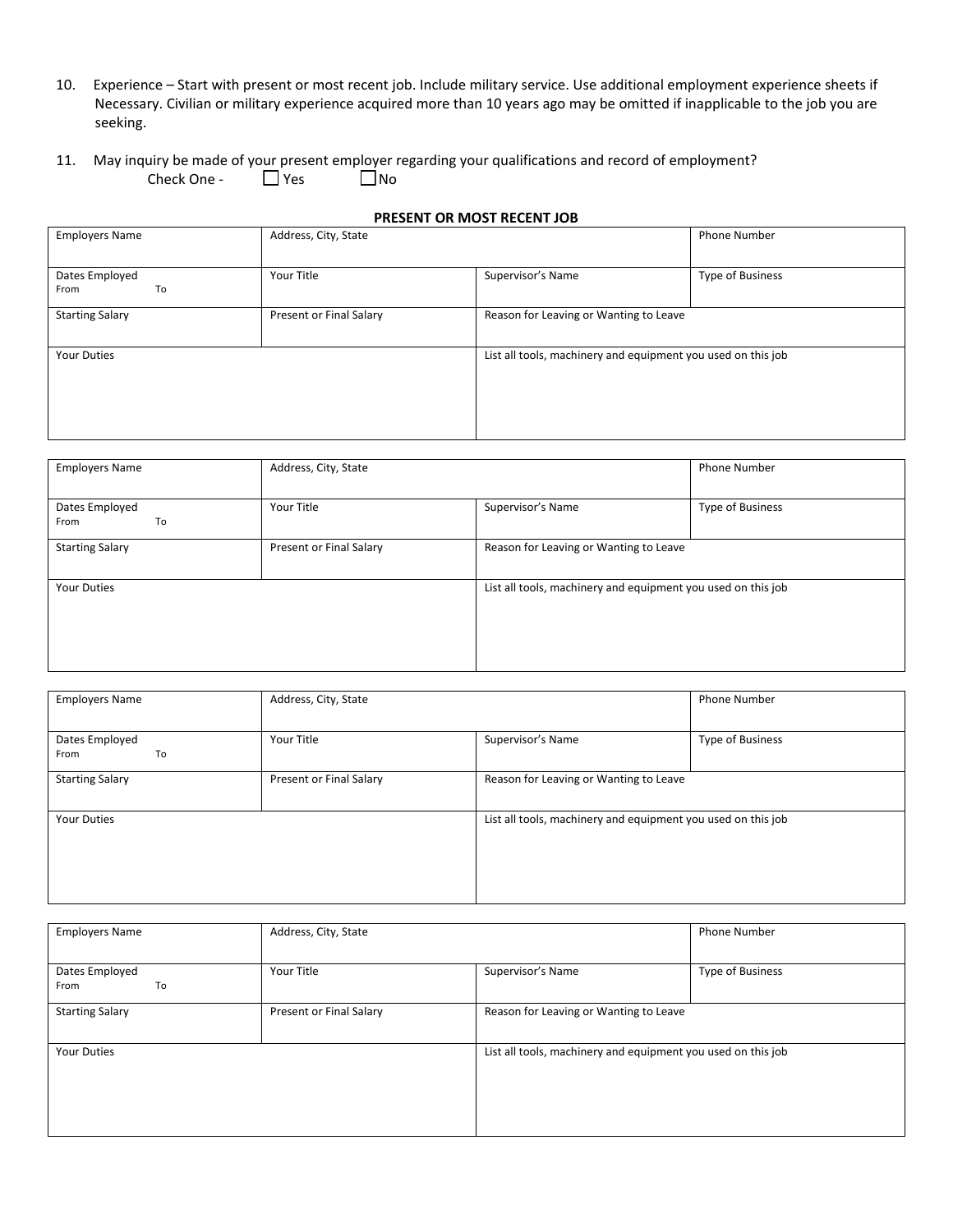10. Experience – Start with present or most recent job. Include military service. Use additional employment experience sheets if Necessary. Civilian or military experience acquired more than 10 years ago may be omitted if inapplicable to the job you are seeking.

11. May inquiry be made of your present employer regarding your qualifications and record of employment?
    Check One - ☐ Yes ☐ No

**PRESENT OR MOST RECENT JOB**

| Employers Name | Address, City, State | | Phone Number |
|---|---|---|---|
| Dates Employed<br>From To | Your Title | Supervisor's Name | Type of Business |
| Starting Salary | Present or Final Salary | Reason for Leaving or Wanting to Leave | |
| Your Duties | | List all tools, machinery and equipment you used on this job | |

| Employers Name | Address, City, State | | Phone Number |
|---|---|---|---|
| Dates Employed<br>From To | Your Title | Supervisor's Name | Type of Business |
| Starting Salary | Present or Final Salary | Reason for Leaving or Wanting to Leave | |
| Your Duties | | List all tools, machinery and equipment you used on this job | |

| Employers Name | Address, City, State | | Phone Number |
|---|---|---|---|
| Dates Employed<br>From To | Your Title | Supervisor's Name | Type of Business |
| Starting Salary | Present or Final Salary | Reason for Leaving or Wanting to Leave | |
| Your Duties | | List all tools, machinery and equipment you used on this job | |

| Employers Name | Address, City, State | | Phone Number |
|---|---|---|---|
| Dates Employed<br>From To | Your Title | Supervisor's Name | Type of Business |
| Starting Salary | Present or Final Salary | Reason for Leaving or Wanting to Leave | |
| Your Duties | | List all tools, machinery and equipment you used on this job | |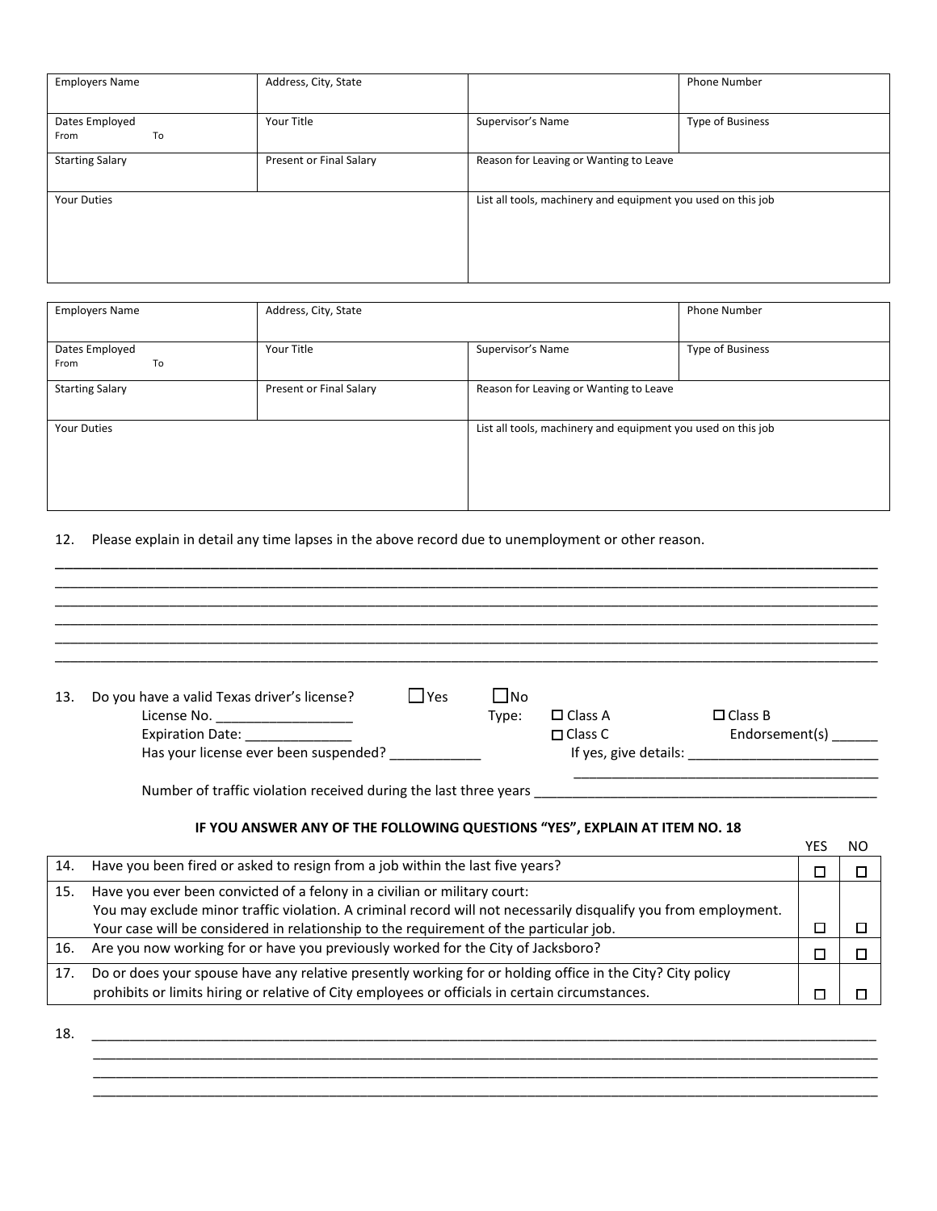| Employers Name | Address, City, State | | Phone Number |
|---|---|---|---|
| Dates Employed<br>From To | Your Title | Supervisor's Name | Type of Business |
| Starting Salary | Present or Final Salary | Reason for Leaving or Wanting to Leave | |
| Your Duties | | List all tools, machinery and equipment you used on this job | |

| Employers Name | Address, City, State | | Phone Number |
|---|---|---|---|
| Dates Employed<br>From To | Your Title | Supervisor's Name | Type of Business |
| Starting Salary | Present or Final Salary | Reason for Leaving or Wanting to Leave | |
| Your Duties | | List all tools, machinery and equipment you used on this job | |

12. Please explain in detail any time lapses in the above record due to unemployment or other reason.

_______________________________________________________________________________
_______________________________________________________________________________
_______________________________________________________________________________
_______________________________________________________________________________
_______________________________________________________________________________
_______________________________________________________________________________

13. Do you have a valid Texas driver's license? ☐ Yes ☐ No

License No. __________________ Type: ☐ Class A ☐ Class B

Expiration Date: ______________ ☐ Class C Endorsement(s) ______

Has your license ever been suspended? ____________ If yes, give details: _________________________

_________________________________________

Number of traffic violation received during the last three years _____________________________________________

**IF YOU ANSWER ANY OF THE FOLLOWING QUESTIONS "YES", EXPLAIN AT ITEM NO. 18**

| | | YES | NO |
|---|---|---|---|
| 14. | Have you been fired or asked to resign from a job within the last five years? | ☐ | ☐ |
| 15. | Have you ever been convicted of a felony in a civilian or military court:<br>You may exclude minor traffic violation. A criminal record will not necessarily disqualify you from employment.<br>Your case will be considered in relationship to the requirement of the particular job. | ☐ | ☐ |
| 16. | Are you now working for or have you previously worked for the City of Jacksboro? | ☐ | ☐ |
| 17. | Do or does your spouse have any relative presently working for or holding office in the City? City policy prohibits or limits hiring or relative of City employees or officials in certain circumstances. | ☐ | ☐ |

18. _______________________________________________________________________________

_______________________________________________________________________________
_______________________________________________________________________________
_______________________________________________________________________________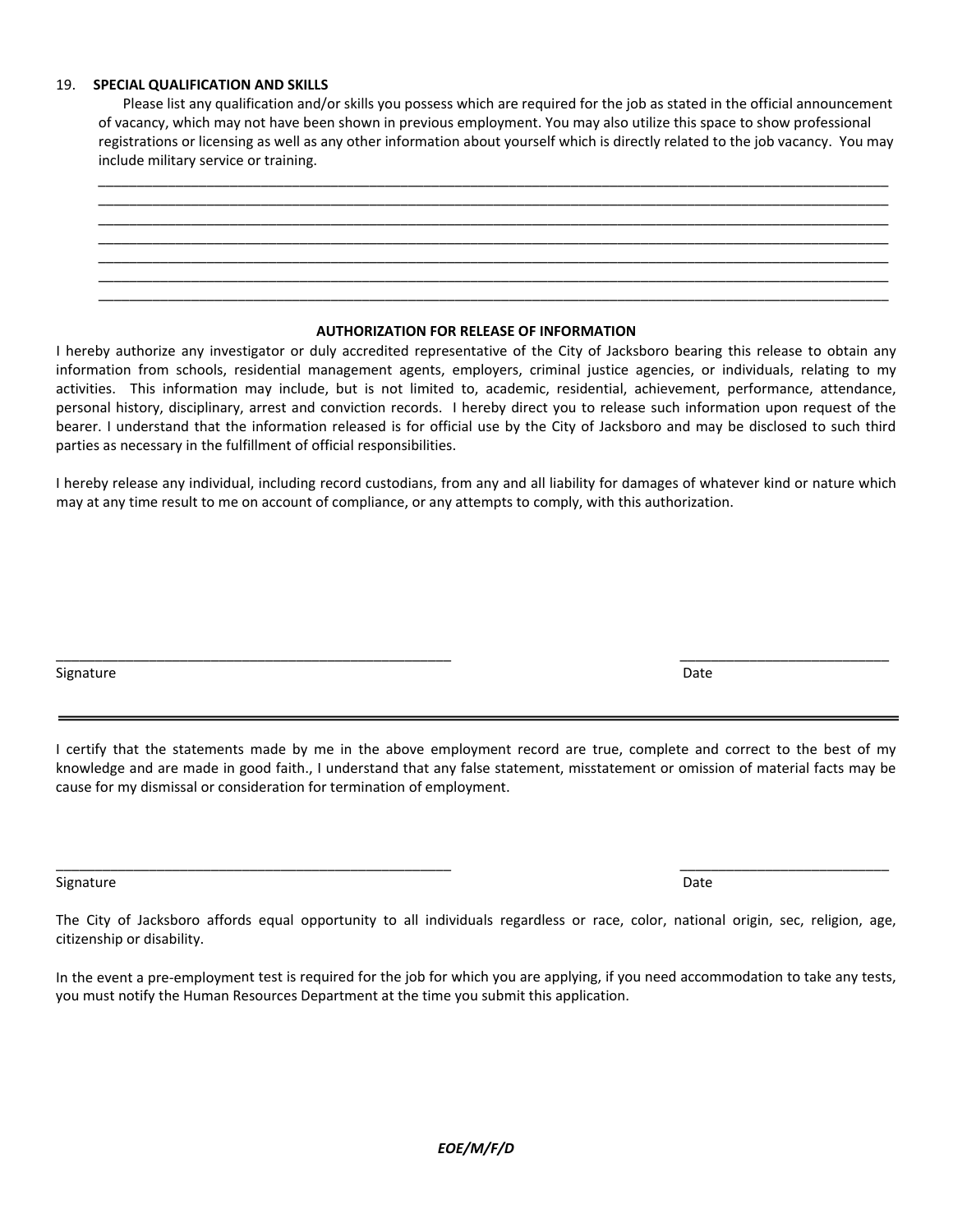19. **SPECIAL QUALIFICATION AND SKILLS**

Please list any qualification and/or skills you possess which are required for the job as stated in the official announcement of vacancy, which may not have been shown in previous employment. You may also utilize this space to show professional registrations or licensing as well as any other information about yourself which is directly related to the job vacancy. You may include military service or training.

_______________________________________________________________________________________________________________
_______________________________________________________________________________________________________________
_______________________________________________________________________________________________________________
_______________________________________________________________________________________________________________
_______________________________________________________________________________________________________________
_______________________________________________________________________________________________________________
_______________________________________________________________________________________________________________

**AUTHORIZATION FOR RELEASE OF INFORMATION**

I hereby authorize any investigator or duly accredited representative of the City of Jacksboro bearing this release to obtain any information from schools, residential management agents, employers, criminal justice agencies, or individuals, relating to my activities. This information may include, but is not limited to, academic, residential, achievement, performance, attendance, personal history, disciplinary, arrest and conviction records. I hereby direct you to release such information upon request of the bearer. I understand that the information released is for official use by the City of Jacksboro and may be disclosed to such third parties as necessary in the fulfillment of official responsibilities.

I hereby release any individual, including record custodians, from any and all liability for damages of whatever kind or nature which may at any time result to me on account of compliance, or any attempts to comply, with this authorization.

_____________________________________________________ ___________________________

Signature Date

---

I certify that the statements made by me in the above employment record are true, complete and correct to the best of my knowledge and are made in good faith., I understand that any false statement, misstatement or omission of material facts may be cause for my dismissal or consideration for termination of employment.

_____________________________________________________ ___________________________

Signature Date

The City of Jacksboro affords equal opportunity to all individuals regardless or race, color, national origin, sec, religion, age, citizenship or disability.

In the event a pre-employment test is required for the job for which you are applying, if you need accommodation to take any tests, you must notify the Human Resources Department at the time you submit this application.

***EOE/M/F/D***